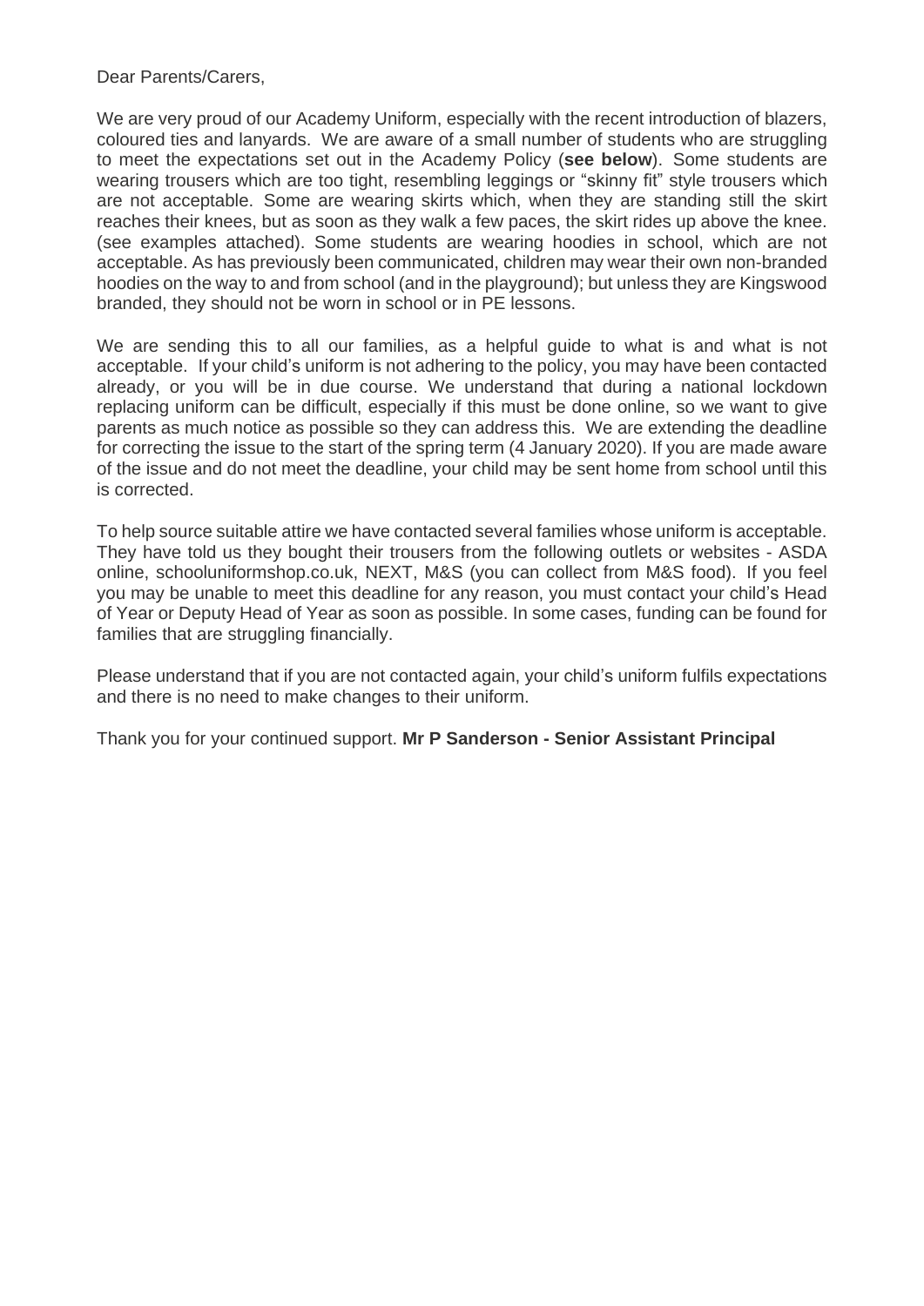Dear Parents/Carers,

We are very proud of our Academy Uniform, especially with the recent introduction of blazers, coloured ties and lanyards. We are aware of a small number of students who are struggling to meet the expectations set out in the Academy Policy (**see below**). Some students are wearing trousers which are too tight, resembling leggings or "skinny fit" style trousers which are not acceptable. Some are wearing skirts which, when they are standing still the skirt reaches their knees, but as soon as they walk a few paces, the skirt rides up above the knee. (see examples attached). Some students are wearing hoodies in school, which are not acceptable. As has previously been communicated, children may wear their own non-branded hoodies on the way to and from school (and in the playground); but unless they are Kingswood branded, they should not be worn in school or in PE lessons.

We are sending this to all our families, as a helpful guide to what is and what is not acceptable. If your child's uniform is not adhering to the policy, you may have been contacted already, or you will be in due course. We understand that during a national lockdown replacing uniform can be difficult, especially if this must be done online, so we want to give parents as much notice as possible so they can address this. We are extending the deadline for correcting the issue to the start of the spring term (4 January 2020). If you are made aware of the issue and do not meet the deadline, your child may be sent home from school until this is corrected.

To help source suitable attire we have contacted several families whose uniform is acceptable. They have told us they bought their trousers from the following outlets or websites - ASDA online, schooluniformshop.co.uk, NEXT, M&S (you can collect from M&S food). If you feel you may be unable to meet this deadline for any reason, you must contact your child's Head of Year or Deputy Head of Year as soon as possible. In some cases, funding can be found for families that are struggling financially.

Please understand that if you are not contacted again, your child's uniform fulfils expectations and there is no need to make changes to their uniform.

Thank you for your continued support. **Mr P Sanderson - Senior Assistant Principal**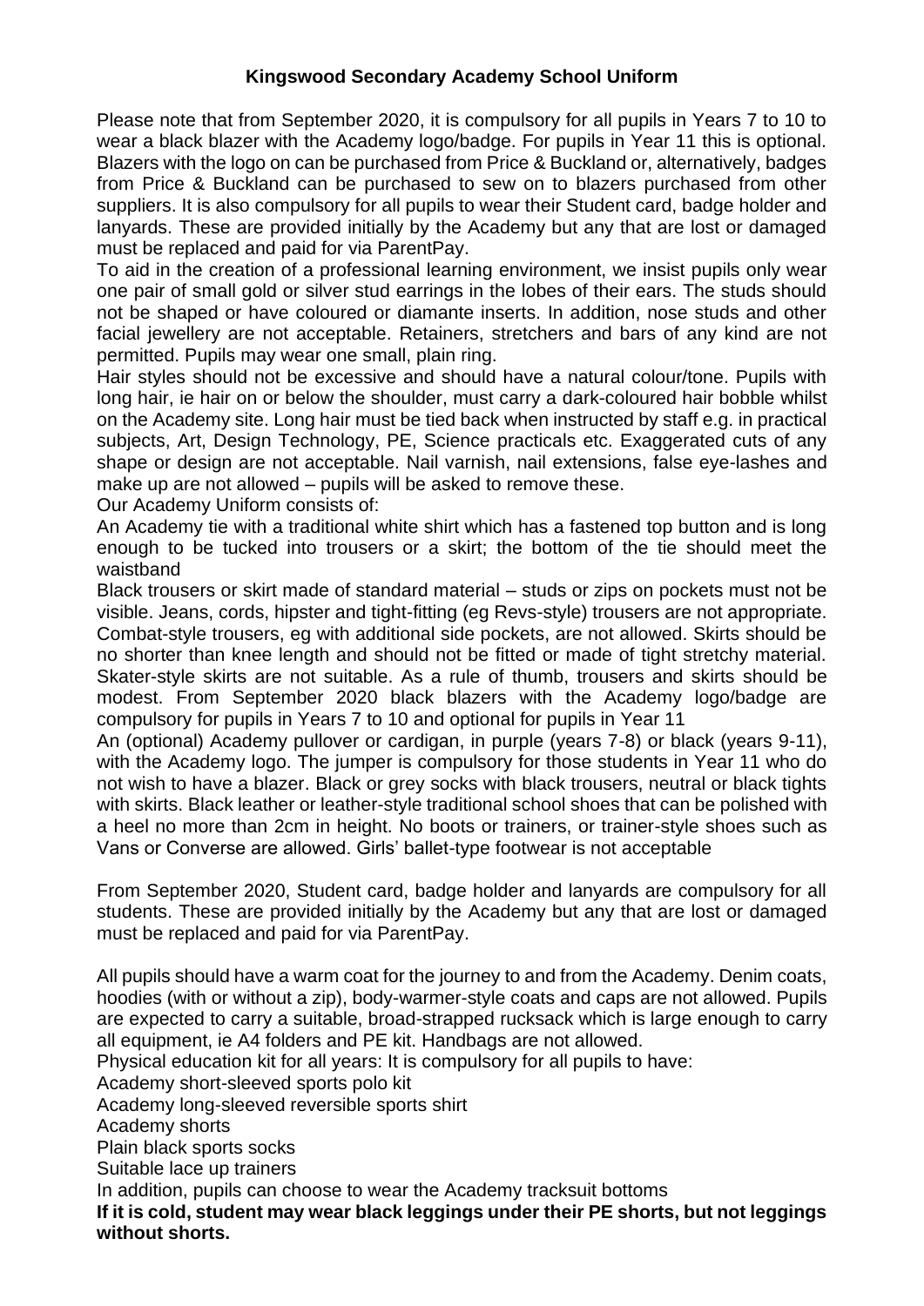# Kingswood Secondary Academy School Uniform

Please note that from September 2020, it is compulsory for all pupils in Years 7 to 10 to wear a black blazer with the Academy logo/badge. For pupils in Year 11 this is optional. Blazers with the logo on can be purchased from Price & Buckland or, alternatively, badges from Price & Buckland can be purchased to sew on to blazers purchased from other suppliers. It is also compulsory for all pupils to wear their Student card, badge holder and lanyards. These are provided initially by the Academy but any that are lost or damaged must be replaced and paid for via ParentPay.

To aid in the creation of a professional learning environment, we insist pupils only wear one pair of small gold or silver stud earrings in the lobes of their ears. The studs should not be shaped or have coloured or diamante inserts. In addition, nose studs and other facial jewellery are not acceptable. Retainers, stretchers and bars of any kind are not permitted. Pupils may wear one small, plain ring.

Hair styles should not be excessive and should have a natural colour/tone. Pupils with long hair, ie hair on or below the shoulder, must carry a dark-coloured hair bobble whilst on the Academy site. Long hair must be tied back when instructed by staff e.g. in practical subjects, Art, Design Technology, PE, Science practicals etc. Exaggerated cuts of any shape or design are not acceptable. Nail varnish, nail extensions, false eye-lashes and make up are not allowed – pupils will be asked to remove these.

Our Academy Uniform consists of:

An Academy tie with a traditional white shirt which has a fastened top button and is long enough to be tucked into trousers or a skirt; the bottom of the tie should meet the waistband

Black trousers or skirt made of standard material – studs or zips on pockets must not be visible. Jeans, cords, hipster and tight-fitting (eg Revs-style) trousers are not appropriate. Combat-style trousers, eg with additional side pockets, are not allowed. Skirts should be no shorter than knee length and should not be fitted or made of tight stretchy material. Skater-style skirts are not suitable. As a rule of thumb, trousers and skirts should be modest. From September 2020 black blazers with the Academy logo/badge are compulsory for pupils in Years 7 to 10 and optional for pupils in Year 11

An (optional) Academy pullover or cardigan, in purple (years 7-8) or black (years 9-11), with the Academy logo. The jumper is compulsory for those students in Year 11 who do not wish to have a blazer. Black or grey socks with black trousers, neutral or black tights with skirts. Black leather or leather-style traditional school shoes that can be polished with a heel no more than 2cm in height. No boots or trainers, or trainer-style shoes such as Vans or Converse are allowed. Girls' ballet-type footwear is not acceptable

From September 2020, Student card, badge holder and lanyards are compulsory for all students. These are provided initially by the Academy but any that are lost or damaged must be replaced and paid for via ParentPay.

All pupils should have a warm coat for the journey to and from the Academy. Denim coats, hoodies (with or without a zip), body-warmer-style coats and caps are not allowed. Pupils are expected to carry a suitable, broad-strapped rucksack which is large enough to carry all equipment, ie A4 folders and PE kit. Handbags are not allowed.

Physical education kit for all years: It is compulsory for all pupils to have:

Academy short-sleeved sports polo kit

Academy long-sleeved reversible sports shirt

Academy shorts

Plain black sports socks

Suitable lace up trainers

In addition, pupils can choose to wear the Academy tracksuit bottoms

**If it is cold, student may wear black leggings under their PE shorts, but not leggings without shorts.**